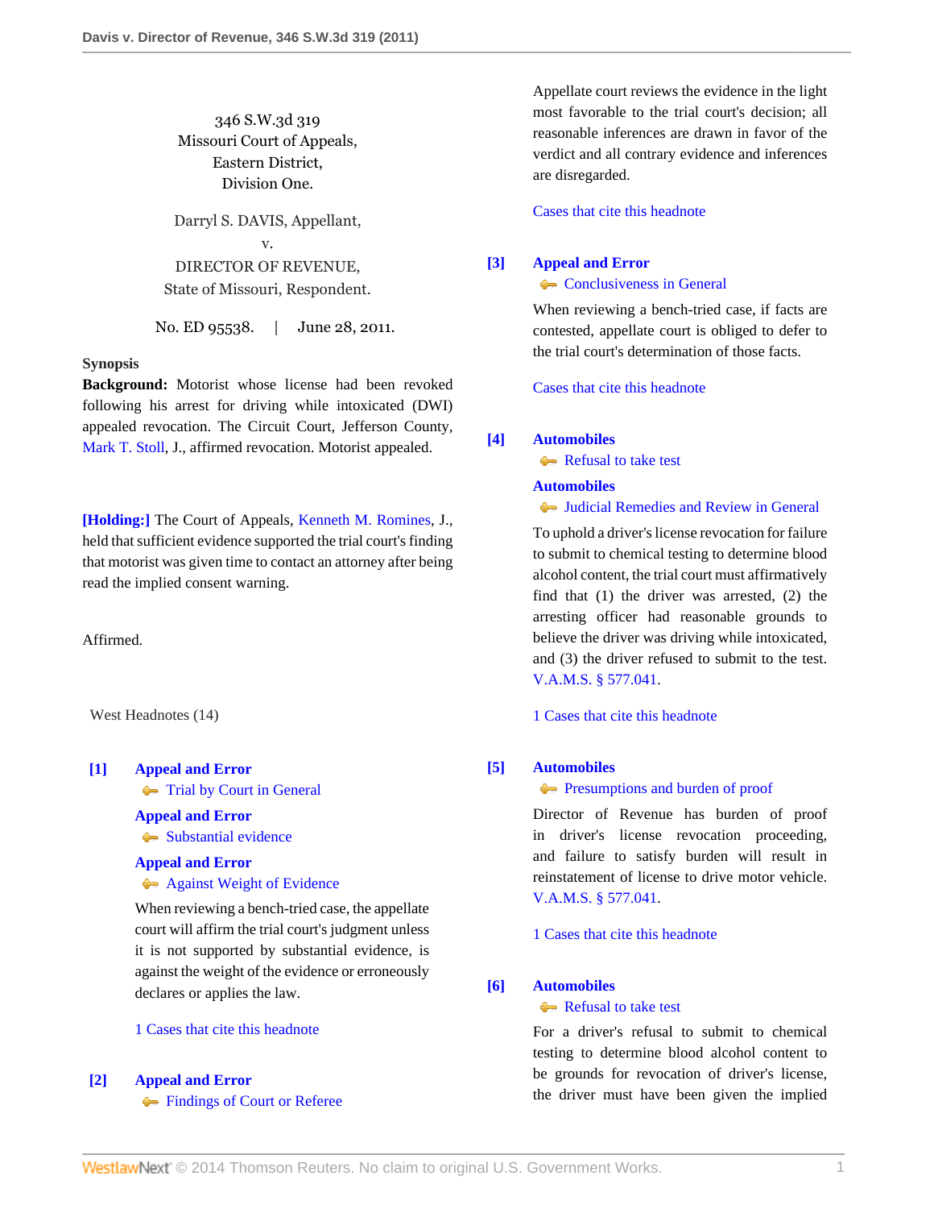346 S.W.3d 319
Missouri Court of Appeals,
Eastern District,
Division One.

Darryl S. DAVIS, Appellant,
v.
DIRECTOR OF REVENUE,
State of Missouri, Respondent.

No. ED 95538. | June 28, 2011.

**Synopsis**

**Background:** Motorist whose license had been revoked following his arrest for driving while intoxicated (DWI) appealed revocation. The Circuit Court, Jefferson County, Mark T. Stoll, J., affirmed revocation. Motorist appealed.

**[Holding:]** The Court of Appeals, Kenneth M. Romines, J., held that sufficient evidence supported the trial court's finding that motorist was given time to contact an attorney after being read the implied consent warning.

Affirmed.

West Headnotes (14)

**[1]** **Appeal and Error**
Trial by Court in General
**Appeal and Error**
Substantial evidence
**Appeal and Error**
Against Weight of Evidence

When reviewing a bench-tried case, the appellate court will affirm the trial court's judgment unless it is not supported by substantial evidence, is against the weight of the evidence or erroneously declares or applies the law.

1 Cases that cite this headnote

**[2]** **Appeal and Error**
Findings of Court or Referee

Appellate court reviews the evidence in the light most favorable to the trial court's decision; all reasonable inferences are drawn in favor of the verdict and all contrary evidence and inferences are disregarded.

Cases that cite this headnote

**[3]** **Appeal and Error**
Conclusiveness in General

When reviewing a bench-tried case, if facts are contested, appellate court is obliged to defer to the trial court's determination of those facts.

Cases that cite this headnote

**[4]** **Automobiles**
Refusal to take test
**Automobiles**
Judicial Remedies and Review in General

To uphold a driver's license revocation for failure to submit to chemical testing to determine blood alcohol content, the trial court must affirmatively find that (1) the driver was arrested, (2) the arresting officer had reasonable grounds to believe the driver was driving while intoxicated, and (3) the driver refused to submit to the test. V.A.M.S. § 577.041.

1 Cases that cite this headnote

**[5]** **Automobiles**
Presumptions and burden of proof

Director of Revenue has burden of proof in driver's license revocation proceeding, and failure to satisfy burden will result in reinstatement of license to drive motor vehicle. V.A.M.S. § 577.041.

1 Cases that cite this headnote

**[6]** **Automobiles**
Refusal to take test

For a driver's refusal to submit to chemical testing to determine blood alcohol content to be grounds for revocation of driver's license, the driver must have been given the implied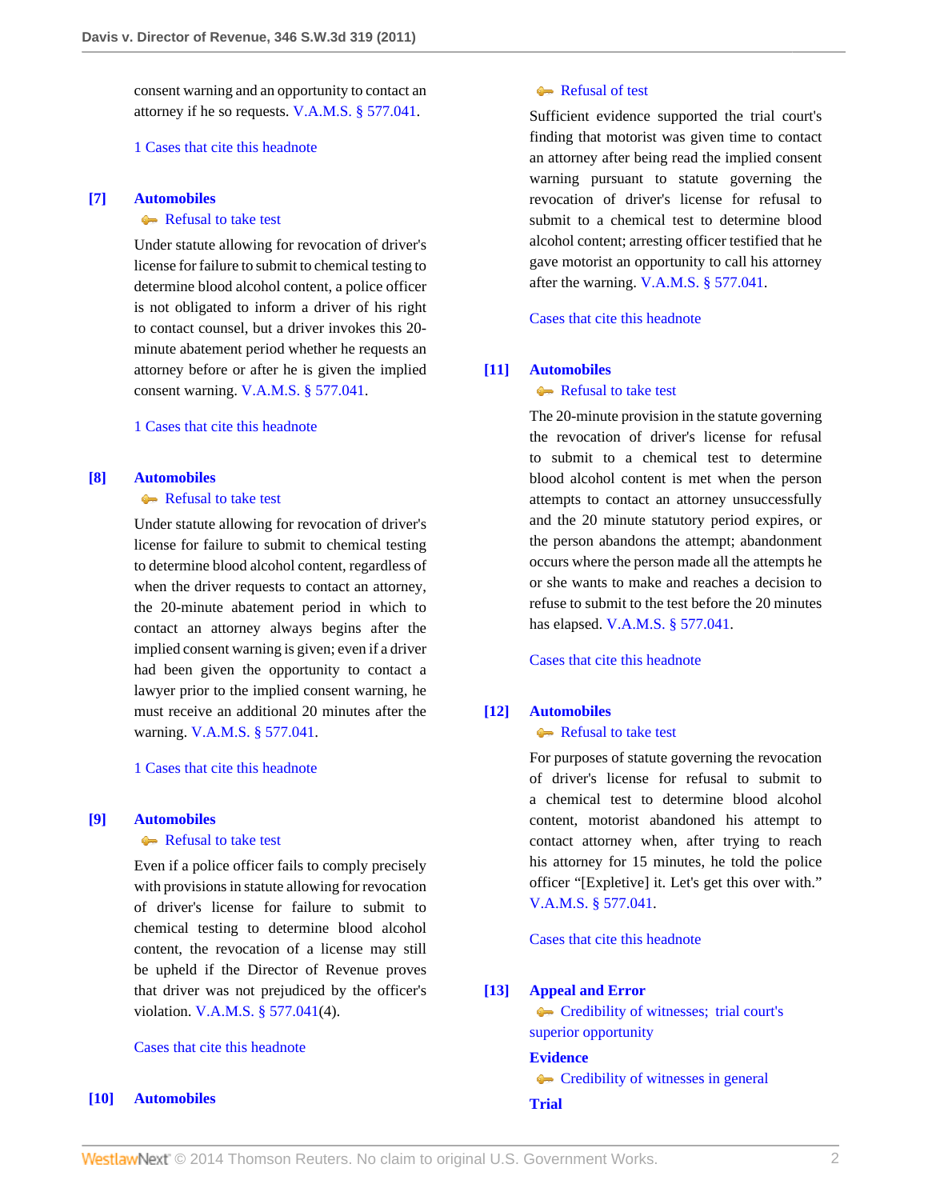consent warning and an opportunity to contact an attorney if he so requests. V.A.M.S. § 577.041.

1 Cases that cite this headnote

**[7] Automobiles**

Refusal to take test

Under statute allowing for revocation of driver's license for failure to submit to chemical testing to determine blood alcohol content, a police officer is not obligated to inform a driver of his right to contact counsel, but a driver invokes this 20-minute abatement period whether he requests an attorney before or after he is given the implied consent warning. V.A.M.S. § 577.041.

1 Cases that cite this headnote

**[8] Automobiles**

Refusal to take test

Under statute allowing for revocation of driver's license for failure to submit to chemical testing to determine blood alcohol content, regardless of when the driver requests to contact an attorney, the 20-minute abatement period in which to contact an attorney always begins after the implied consent warning is given; even if a driver had been given the opportunity to contact a lawyer prior to the implied consent warning, he must receive an additional 20 minutes after the warning. V.A.M.S. § 577.041.

1 Cases that cite this headnote

**[9] Automobiles**

Refusal to take test

Even if a police officer fails to comply precisely with provisions in statute allowing for revocation of driver's license for failure to submit to chemical testing to determine blood alcohol content, the revocation of a license may still be upheld if the Director of Revenue proves that driver was not prejudiced by the officer's violation. V.A.M.S. § 577.041(4).

Cases that cite this headnote

**[10] Automobiles**

Refusal of test

Sufficient evidence supported the trial court's finding that motorist was given time to contact an attorney after being read the implied consent warning pursuant to statute governing the revocation of driver's license for refusal to submit to a chemical test to determine blood alcohol content; arresting officer testified that he gave motorist an opportunity to call his attorney after the warning. V.A.M.S. § 577.041.

Cases that cite this headnote

**[11] Automobiles**

Refusal to take test

The 20-minute provision in the statute governing the revocation of driver's license for refusal to submit to a chemical test to determine blood alcohol content is met when the person attempts to contact an attorney unsuccessfully and the 20 minute statutory period expires, or the person abandons the attempt; abandonment occurs where the person made all the attempts he or she wants to make and reaches a decision to refuse to submit to the test before the 20 minutes has elapsed. V.A.M.S. § 577.041.

Cases that cite this headnote

**[12] Automobiles**

Refusal to take test

For purposes of statute governing the revocation of driver's license for refusal to submit to a chemical test to determine blood alcohol content, motorist abandoned his attempt to contact attorney when, after trying to reach his attorney for 15 minutes, he told the police officer "[Expletive] it. Let's get this over with." V.A.M.S. § 577.041.

Cases that cite this headnote

**[13] Appeal and Error**

Credibility of witnesses; trial court's superior opportunity

**Evidence**

Credibility of witnesses in general

**Trial**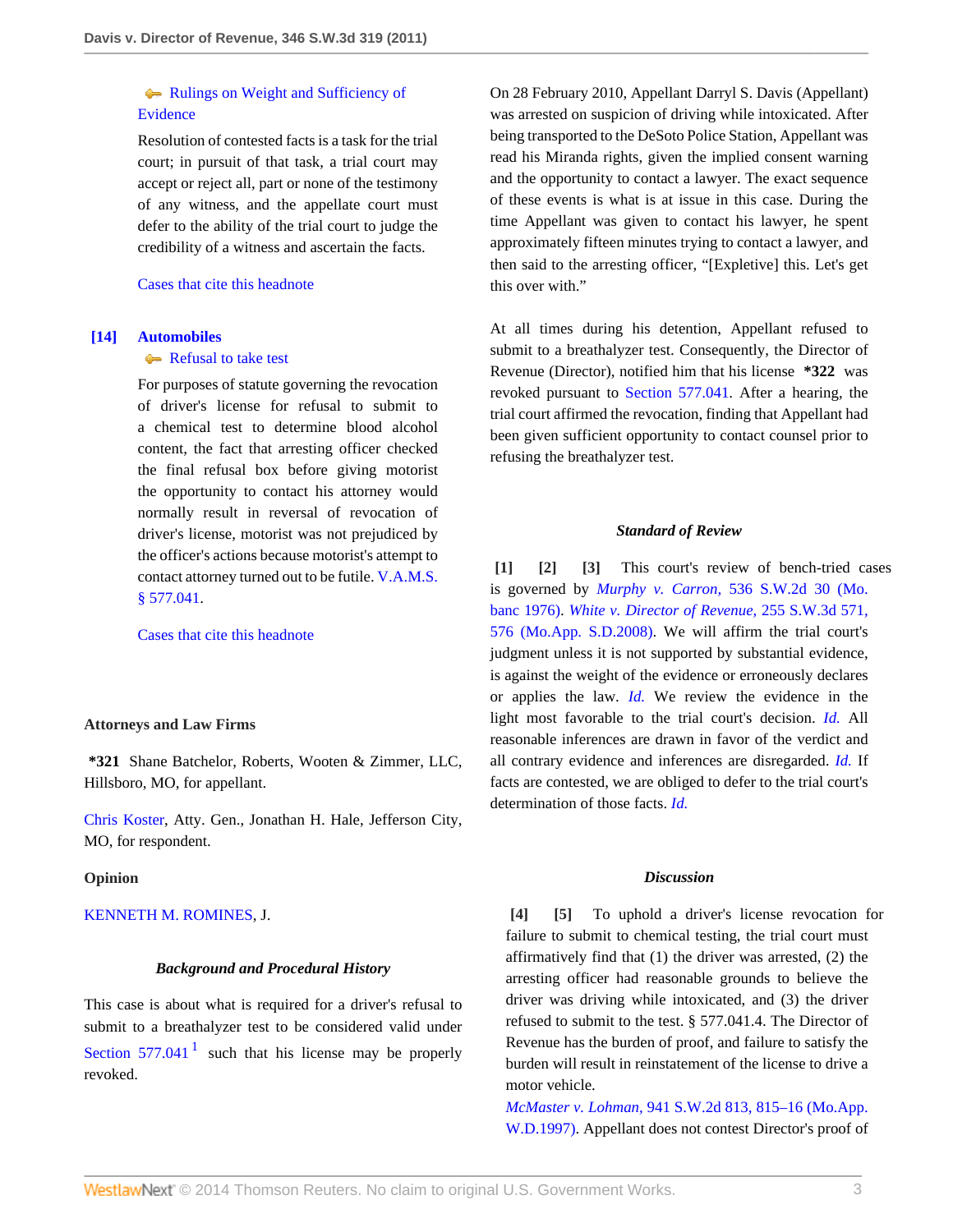Rulings on Weight and Sufficiency of Evidence

Resolution of contested facts is a task for the trial court; in pursuit of that task, a trial court may accept or reject all, part or none of the testimony of any witness, and the appellate court must defer to the ability of the trial court to judge the credibility of a witness and ascertain the facts.

Cases that cite this headnote

**[14] Automobiles**

Refusal to take test

For purposes of statute governing the revocation of driver's license for refusal to submit to a chemical test to determine blood alcohol content, the fact that arresting officer checked the final refusal box before giving motorist the opportunity to contact his attorney would normally result in reversal of revocation of driver's license, motorist was not prejudiced by the officer's actions because motorist's attempt to contact attorney turned out to be futile. V.A.M.S. § 577.041.

Cases that cite this headnote

**Attorneys and Law Firms**

**\*321** Shane Batchelor, Roberts, Wooten & Zimmer, LLC, Hillsboro, MO, for appellant.

Chris Koster, Atty. Gen., Jonathan H. Hale, Jefferson City, MO, for respondent.

**Opinion**

KENNETH M. ROMINES, J.

### *Background and Procedural History*

This case is about what is required for a driver's refusal to submit to a breathalyzer test to be considered valid under Section 577.041 [1] such that his license may be properly revoked.

On 28 February 2010, Appellant Darryl S. Davis (Appellant) was arrested on suspicion of driving while intoxicated. After being transported to the DeSoto Police Station, Appellant was read his Miranda rights, given the implied consent warning and the opportunity to contact a lawyer. The exact sequence of these events is what is at issue in this case. During the time Appellant was given to contact his lawyer, he spent approximately fifteen minutes trying to contact a lawyer, and then said to the arresting officer, "[Expletive] this. Let's get this over with."

At all times during his detention, Appellant refused to submit to a breathalyzer test. Consequently, the Director of Revenue (Director), notified him that his license **\*322** was revoked pursuant to Section 577.041. After a hearing, the trial court affirmed the revocation, finding that Appellant had been given sufficient opportunity to contact counsel prior to refusing the breathalyzer test.

### *Standard of Review*

**[1] [2] [3]** This court's review of bench-tried cases is governed by *Murphy v. Carron,* 536 S.W.2d 30 (Mo. banc 1976). *White v. Director of Revenue,* 255 S.W.3d 571, 576 (Mo.App. S.D.2008). We will affirm the trial court's judgment unless it is not supported by substantial evidence, is against the weight of the evidence or erroneously declares or applies the law. *Id.* We review the evidence in the light most favorable to the trial court's decision. *Id.* All reasonable inferences are drawn in favor of the verdict and all contrary evidence and inferences are disregarded. *Id.* If facts are contested, we are obliged to defer to the trial court's determination of those facts. *Id.*

### *Discussion*

**[4] [5]** To uphold a driver's license revocation for failure to submit to chemical testing, the trial court must affirmatively find that (1) the driver was arrested, (2) the arresting officer had reasonable grounds to believe the driver was driving while intoxicated, and (3) the driver refused to submit to the test. § 577.041.4. The Director of Revenue has the burden of proof, and failure to satisfy the burden will result in reinstatement of the license to drive a motor vehicle.
*McMaster v. Lohman,* 941 S.W.2d 813, 815–16 (Mo.App. W.D.1997). Appellant does not contest Director's proof of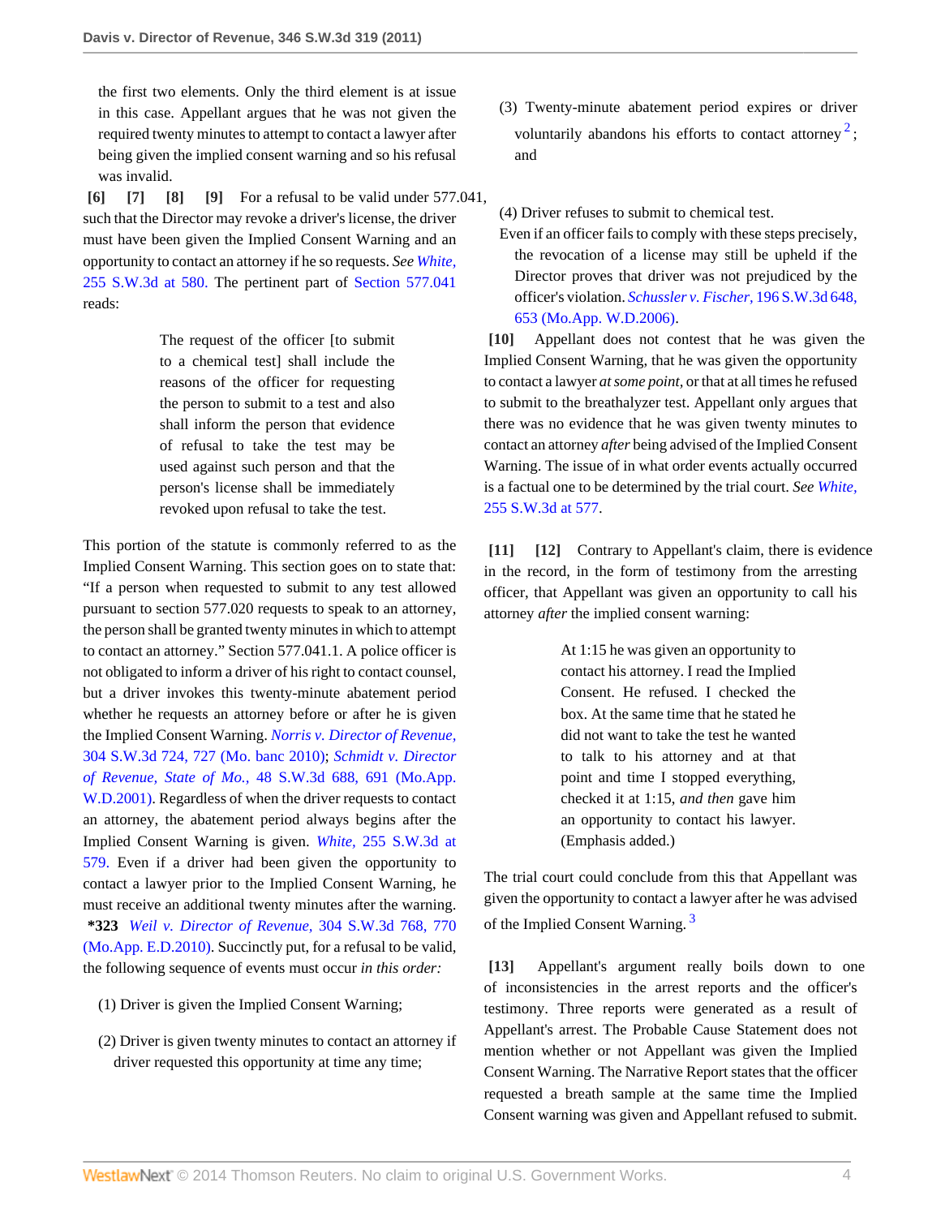the first two elements. Only the third element is at issue in this case. Appellant argues that he was not given the required twenty minutes to attempt to contact a lawyer after being given the implied consent warning and so his refusal was invalid.

**[6] [7] [8] [9]** For a refusal to be valid under 577.041, such that the Director may revoke a driver's license, the driver must have been given the Implied Consent Warning and an opportunity to contact an attorney if he so requests. *See* White, 255 S.W.3d at 580. The pertinent part of Section 577.041 reads:

> The request of the officer [to submit to a chemical test] shall include the reasons of the officer for requesting the person to submit to a test and also shall inform the person that evidence of refusal to take the test may be used against such person and that the person's license shall be immediately revoked upon refusal to take the test.

This portion of the statute is commonly referred to as the Implied Consent Warning. This section goes on to state that: "If a person when requested to submit to any test allowed pursuant to section 577.020 requests to speak to an attorney, the person shall be granted twenty minutes in which to attempt to contact an attorney." Section 577.041.1. A police officer is not obligated to inform a driver of his right to contact counsel, but a driver invokes this twenty-minute abatement period whether he requests an attorney before or after he is given the Implied Consent Warning. *Norris v. Director of Revenue,* 304 S.W.3d 724, 727 (Mo. banc 2010); *Schmidt v. Director of Revenue, State of Mo.,* 48 S.W.3d 688, 691 (Mo.App. W.D.2001). Regardless of when the driver requests to contact an attorney, the abatement period always begins after the Implied Consent Warning is given. *White,* 255 S.W.3d at 579. Even if a driver had been given the opportunity to contact a lawyer prior to the Implied Consent Warning, he must receive an additional twenty minutes after the warning. **\*323** *Weil v. Director of Revenue,* 304 S.W.3d 768, 770 (Mo.App. E.D.2010). Succinctly put, for a refusal to be valid, the following sequence of events must occur *in this order:*

(1) Driver is given the Implied Consent Warning;

(2) Driver is given twenty minutes to contact an attorney if driver requested this opportunity at time any time;

(3) Twenty-minute abatement period expires or driver voluntarily abandons his efforts to contact attorney [2]; and

(4) Driver refuses to submit to chemical test.

Even if an officer fails to comply with these steps precisely, the revocation of a license may still be upheld if the Director proves that driver was not prejudiced by the officer's violation. *Schussler v. Fischer,* 196 S.W.3d 648, 653 (Mo.App. W.D.2006).

**[10]** Appellant does not contest that he was given the Implied Consent Warning, that he was given the opportunity to contact a lawyer *at some point,* or that at all times he refused to submit to the breathalyzer test. Appellant only argues that there was no evidence that he was given twenty minutes to contact an attorney *after* being advised of the Implied Consent Warning. The issue of in what order events actually occurred is a factual one to be determined by the trial court. *See* White, 255 S.W.3d at 577.

**[11] [12]** Contrary to Appellant's claim, there is evidence in the record, in the form of testimony from the arresting officer, that Appellant was given an opportunity to call his attorney *after* the implied consent warning:

> At 1:15 he was given an opportunity to contact his attorney. I read the Implied Consent. He refused. I checked the box. At the same time that he stated he did not want to take the test he wanted to talk to his attorney and at that point and time I stopped everything, checked it at 1:15, *and then* gave him an opportunity to contact his lawyer. (Emphasis added.)

The trial court could conclude from this that Appellant was given the opportunity to contact a lawyer after he was advised of the Implied Consent Warning. [3]

**[13]** Appellant's argument really boils down to one of inconsistencies in the arrest reports and the officer's testimony. Three reports were generated as a result of Appellant's arrest. The Probable Cause Statement does not mention whether or not Appellant was given the Implied Consent Warning. The Narrative Report states that the officer requested a breath sample at the same time the Implied Consent warning was given and Appellant refused to submit.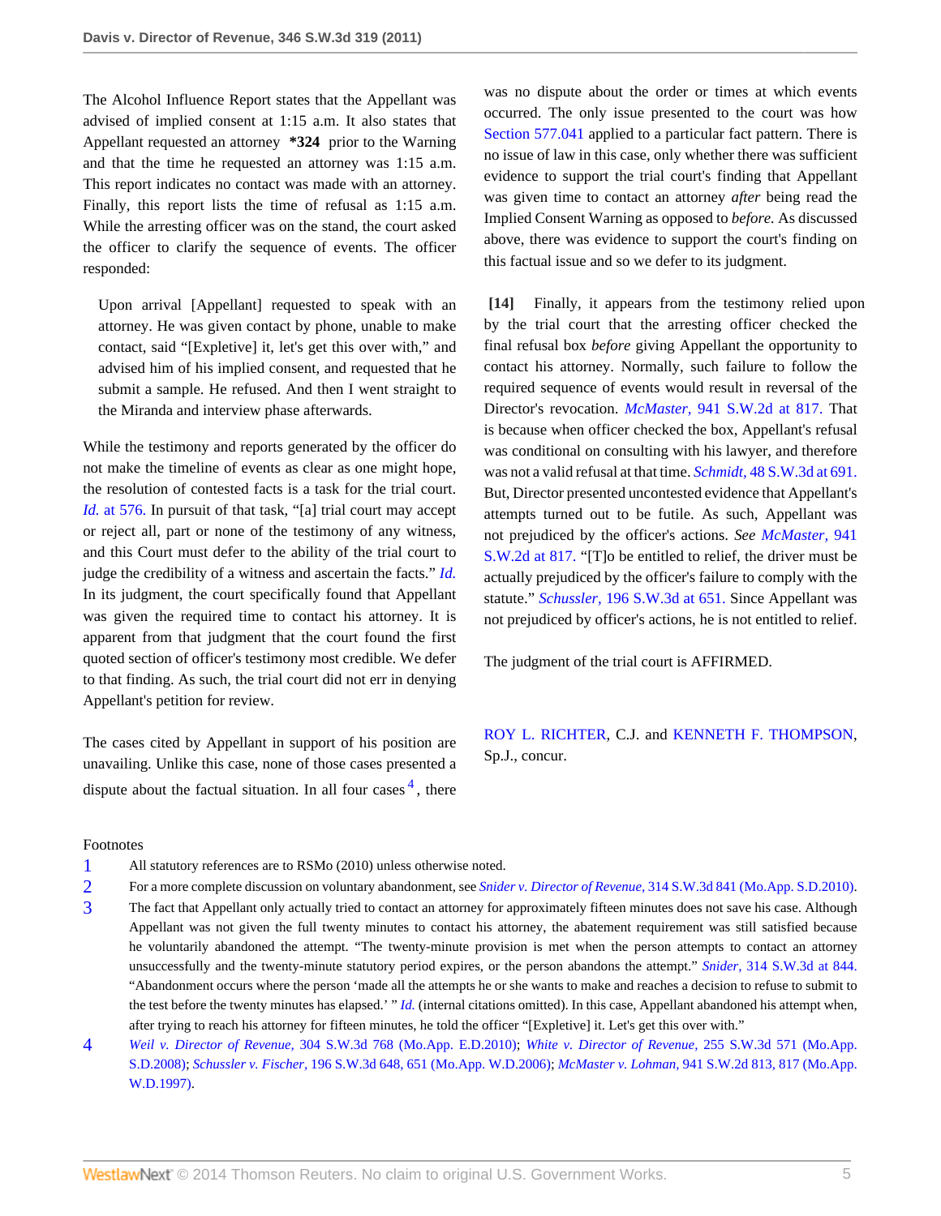The Alcohol Influence Report states that the Appellant was advised of implied consent at 1:15 a.m. It also states that Appellant requested an attorney **\*324** prior to the Warning and that the time he requested an attorney was 1:15 a.m. This report indicates no contact was made with an attorney. Finally, this report lists the time of refusal as 1:15 a.m. While the arresting officer was on the stand, the court asked the officer to clarify the sequence of events. The officer responded:

> Upon arrival [Appellant] requested to speak with an attorney. He was given contact by phone, unable to make contact, said "[Expletive] it, let's get this over with," and advised him of his implied consent, and requested that he submit a sample. He refused. And then I went straight to the Miranda and interview phase afterwards.

While the testimony and reports generated by the officer do not make the timeline of events as clear as one might hope, the resolution of contested facts is a task for the trial court. *Id.* at 576. In pursuit of that task, "[a] trial court may accept or reject all, part or none of the testimony of any witness, and this Court must defer to the ability of the trial court to judge the credibility of a witness and ascertain the facts." *Id.* In its judgment, the court specifically found that Appellant was given the required time to contact his attorney. It is apparent from that judgment that the court found the first quoted section of officer's testimony most credible. We defer to that finding. As such, the trial court did not err in denying Appellant's petition for review.

The cases cited by Appellant in support of his position are unavailing. Unlike this case, none of those cases presented a dispute about the factual situation. In all four cases[4], there was no dispute about the order or times at which events occurred. The only issue presented to the court was how Section 577.041 applied to a particular fact pattern. There is no issue of law in this case, only whether there was sufficient evidence to support the trial court's finding that Appellant was given time to contact an attorney *after* being read the Implied Consent Warning as opposed to *before.* As discussed above, there was evidence to support the court's finding on this factual issue and so we defer to its judgment.

**[14]** Finally, it appears from the testimony relied upon by the trial court that the arresting officer checked the final refusal box *before* giving Appellant the opportunity to contact his attorney. Normally, such failure to follow the required sequence of events would result in reversal of the Director's revocation. *McMaster,* 941 S.W.2d at 817. That is because when officer checked the box, Appellant's refusal was conditional on consulting with his lawyer, and therefore was not a valid refusal at that time. *Schmidt,* 48 S.W.3d at 691. But, Director presented uncontested evidence that Appellant's attempts turned out to be futile. As such, Appellant was not prejudiced by the officer's actions. *See McMaster,* 941 S.W.2d at 817. "[T]o be entitled to relief, the driver must be actually prejudiced by the officer's failure to comply with the statute." *Schussler,* 196 S.W.3d at 651. Since Appellant was not prejudiced by officer's actions, he is not entitled to relief.

The judgment of the trial court is AFFIRMED.

ROY L. RICHTER, C.J. and KENNETH F. THOMPSON, Sp.J., concur.

## Footnotes

1. All statutory references are to RSMo (2010) unless otherwise noted.
2. For a more complete discussion on voluntary abandonment, see *Snider v. Director of Revenue,* 314 S.W.3d 841 (Mo.App. S.D.2010).
3. The fact that Appellant only actually tried to contact an attorney for approximately fifteen minutes does not save his case. Although Appellant was not given the full twenty minutes to contact his attorney, the abatement requirement was still satisfied because he voluntarily abandoned the attempt. "The twenty-minute provision is met when the person attempts to contact an attorney unsuccessfully and the twenty-minute statutory period expires, or the person abandons the attempt." *Snider,* 314 S.W.3d at 844. "Abandonment occurs where the person 'made all the attempts he or she wants to make and reaches a decision to refuse to submit to the test before the twenty minutes has elapsed.' " *Id.* (internal citations omitted). In this case, Appellant abandoned his attempt when, after trying to reach his attorney for fifteen minutes, he told the officer "[Expletive] it. Let's get this over with."
4. *Weil v. Director of Revenue,* 304 S.W.3d 768 (Mo.App. E.D.2010); *White v. Director of Revenue,* 255 S.W.3d 571 (Mo.App. S.D.2008); *Schussler v. Fischer,* 196 S.W.3d 648, 651 (Mo.App. W.D.2006); *McMaster v. Lohman,* 941 S.W.2d 813, 817 (Mo.App. W.D.1997).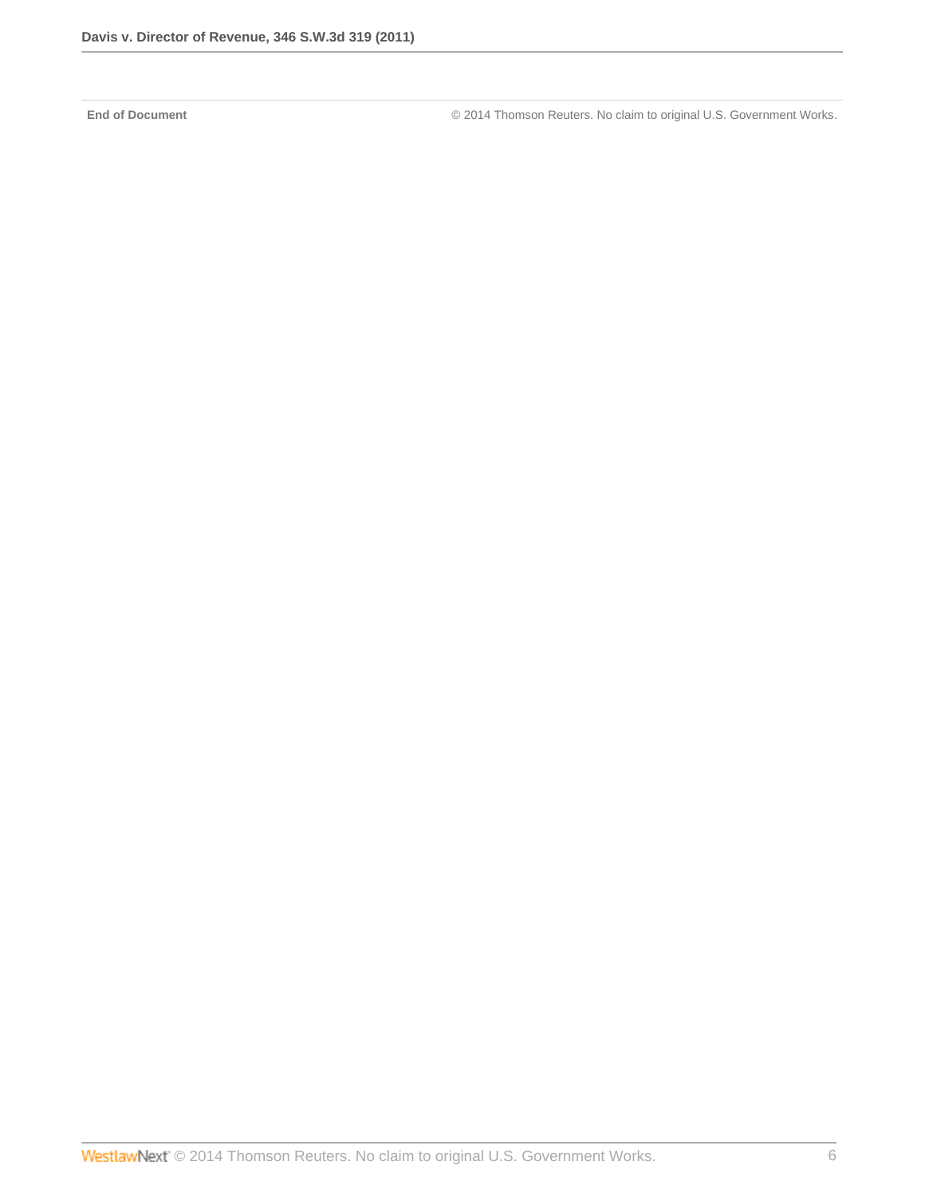**End of Document** © 2014 Thomson Reuters. No claim to original U.S. Government Works.